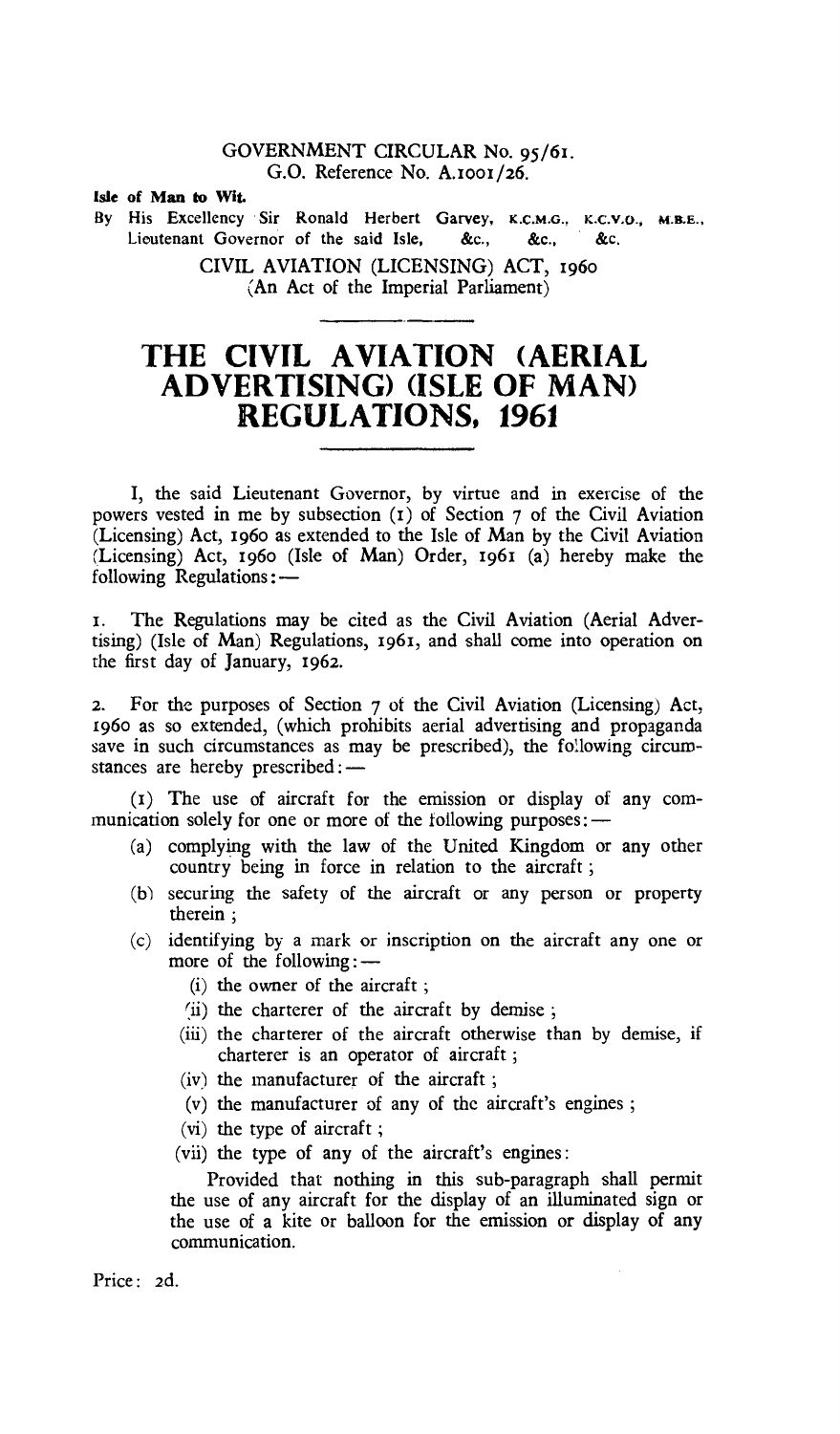GOVERNMENT CIRCULAR No. 95/61.
G.O. Reference No. A.1001/26.

**Isle of Man to Wit.**

By His Excellency Sir Ronald Herbert Garvey, K.C.M.G., K.C.V.O., M.B.E., Lieutenant Governor of the said Isle, &c., &c., &c.

CIVIL AVIATION (LICENSING) ACT, 1960
(An Act of the Imperial Parliament)

# THE CIVIL AVIATION (AERIAL ADVERTISING) (ISLE OF MAN) REGULATIONS, 1961

I, the said Lieutenant Governor, by virtue and in exercise of the powers vested in me by subsection (1) of Section 7 of the Civil Aviation (Licensing) Act, 1960 as extended to the Isle of Man by the Civil Aviation (Licensing) Act, 1960 (Isle of Man) Order, 1961 (a) hereby make the following Regulations:—

1. The Regulations may be cited as the Civil Aviation (Aerial Advertising) (Isle of Man) Regulations, 1961, and shall come into operation on the first day of January, 1962.

2. For the purposes of Section 7 of the Civil Aviation (Licensing) Act, 1960 as so extended, (which prohibits aerial advertising and propaganda save in such circumstances as may be prescribed), the following circumstances are hereby prescribed:—

(1) The use of aircraft for the emission or display of any communication solely for one or more of the following purposes:—

- (a) complying with the law of the United Kingdom or any other country being in force in relation to the aircraft;
- (b) securing the safety of the aircraft or any person or property therein;
- (c) identifying by a mark or inscription on the aircraft any one or more of the following:—
  - (i) the owner of the aircraft;
  - (ii) the charterer of the aircraft by demise;
  - (iii) the charterer of the aircraft otherwise than by demise, if charterer is an operator of aircraft;
  - (iv) the manufacturer of the aircraft;
  - (v) the manufacturer of any of the aircraft's engines;
  - (vi) the type of aircraft;
  - (vii) the type of any of the aircraft's engines:

  Provided that nothing in this sub-paragraph shall permit the use of any aircraft for the display of an illuminated sign or the use of a kite or balloon for the emission or display of any communication.

Price: 2d.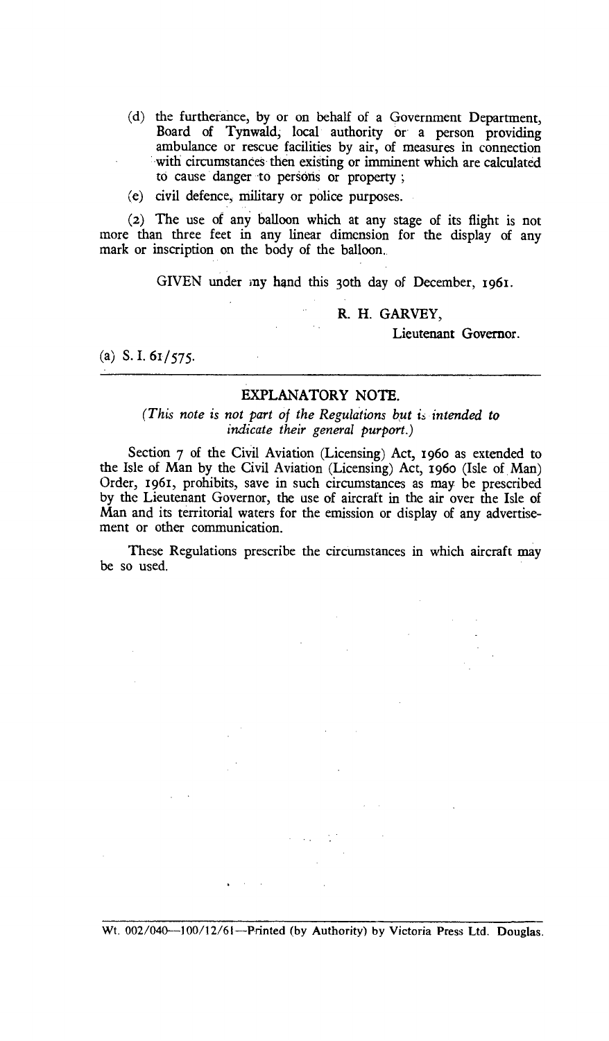(d) the furtherance, by or on behalf of a Government Department, Board of Tynwald, local authority or a person providing ambulance or rescue facilities by air, of measures in connection with circumstances then existing or imminent which are calculated to cause danger to persons or property ;

(e) civil defence, military or police purposes.

(2) The use of any balloon which at any stage of its flight is not more than three feet in any linear dimension for the display of any mark or inscription on the body of the balloon.

GIVEN under my hand this 30th day of December, 1961.

R. H. GARVEY,

Lieutenant Governor.

(a) S. I. 61/575.

---

## EXPLANATORY NOTE.

*(This note is not part of the Regulations but is intended to indicate their general purport.)*

Section 7 of the Civil Aviation (Licensing) Act, 1960 as extended to the Isle of Man by the Civil Aviation (Licensing) Act, 1960 (Isle of Man) Order, 1961, prohibits, save in such circumstances as may be prescribed by the Lieutenant Governor, the use of aircraft in the air over the Isle of Man and its territorial waters for the emission or display of any advertisement or other communication.

These Regulations prescribe the circumstances in which aircraft may be so used.

---

Wt. 002/040—100/12/61—Printed (by Authority) by Victoria Press Ltd. Douglas.